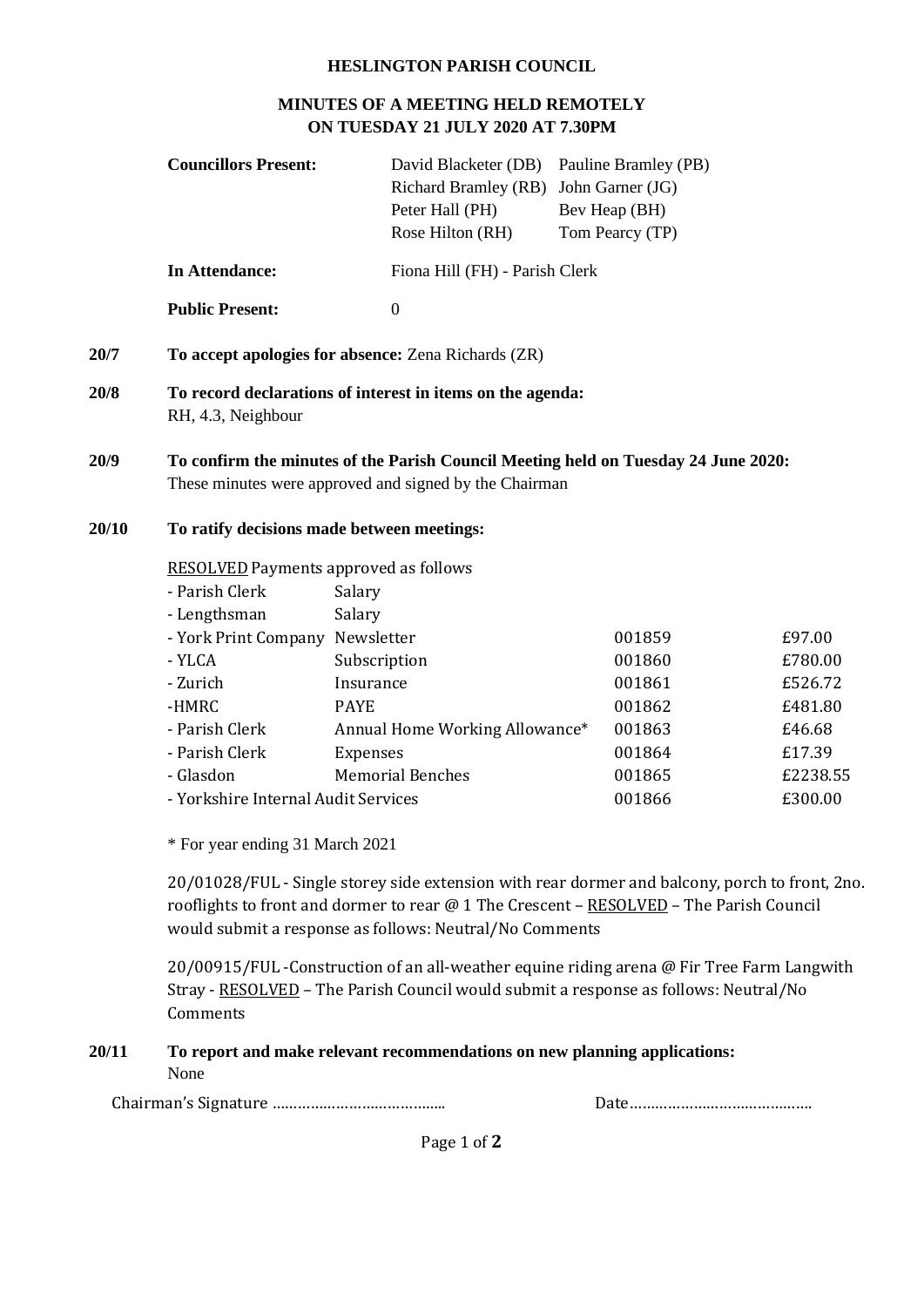**HESLINGTON PARISH COUNCIL**

**MINUTES OF A MEETING HELD REMOTELY ON TUESDAY 21 JULY 2020 AT 7.30PM**

| | | |
|---|---|---|
| **Councillors Present:** | David Blacketer (DB) | Pauline Bramley (PB) |
| | Richard Bramley (RB) | John Garner (JG) |
| | Peter Hall (PH) | Bev Heap (BH) |
| | Rose Hilton (RH) | Tom Pearcy (TP) |
| **In Attendance:** | Fiona Hill (FH) - Parish Clerk | |
| **Public Present:** | 0 | |

**20/7 To accept apologies for absence:** Zena Richards (ZR)

**20/8 To record declarations of interest in items on the agenda:**
RH, 4.3, Neighbour

**20/9 To confirm the minutes of the Parish Council Meeting held on Tuesday 24 June 2020:**
These minutes were approved and signed by the Chairman

**20/10 To ratify decisions made between meetings:**

RESOLVED Payments approved as follows

| | | | |
|---|---|---|---|
| - Parish Clerk | Salary | | |
| - Lengthsman | Salary | | |
| - York Print Company | Newsletter | 001859 | £97.00 |
| - YLCA | Subscription | 001860 | £780.00 |
| - Zurich | Insurance | 001861 | £526.72 |
| -HMRC | PAYE | 001862 | £481.80 |
| - Parish Clerk | Annual Home Working Allowance* | 001863 | £46.68 |
| - Parish Clerk | Expenses | 001864 | £17.39 |
| - Glasdon | Memorial Benches | 001865 | £2238.55 |
| - Yorkshire Internal Audit Services | | 001866 | £300.00 |

\* For year ending 31 March 2021

20/01028/FUL - Single storey side extension with rear dormer and balcony, porch to front, 2no. rooflights to front and dormer to rear @ 1 The Crescent – RESOLVED – The Parish Council would submit a response as follows: Neutral/No Comments

20/00915/FUL -Construction of an all-weather equine riding arena @ Fir Tree Farm Langwith Stray - RESOLVED – The Parish Council would submit a response as follows: Neutral/No Comments

**20/11 To report and make relevant recommendations on new planning applications:**
None

Chairman's Signature …………………………………… Date……………………………………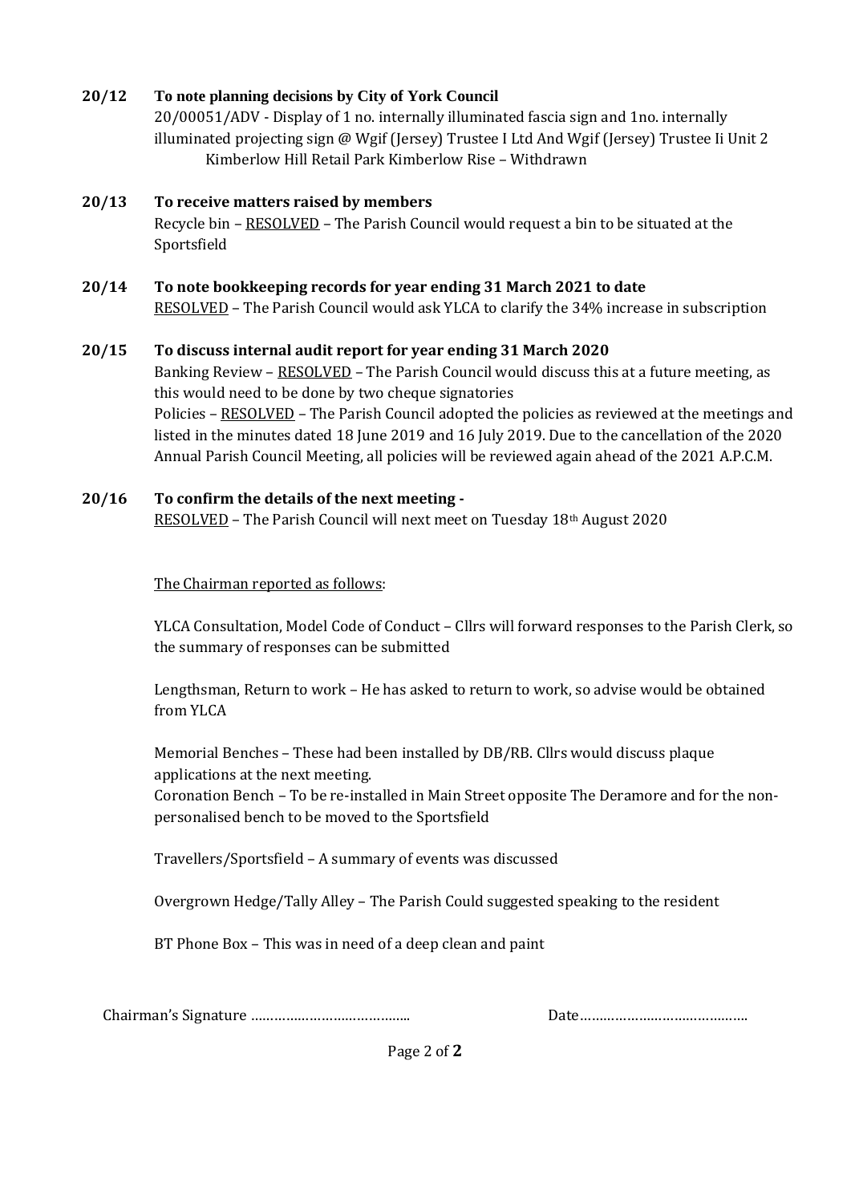**20/12 To note planning decisions by City of York Council**

20/00051/ADV - Display of 1 no. internally illuminated fascia sign and 1no. internally illuminated projecting sign @ Wgif (Jersey) Trustee I Ltd And Wgif (Jersey) Trustee Ii Unit 2 Kimberlow Hill Retail Park Kimberlow Rise – Withdrawn

**20/13 To receive matters raised by members**

Recycle bin – RESOLVED – The Parish Council would request a bin to be situated at the Sportsfield

**20/14 To note bookkeeping records for year ending 31 March 2021 to date**

RESOLVED – The Parish Council would ask YLCA to clarify the 34% increase in subscription

**20/15 To discuss internal audit report for year ending 31 March 2020**

Banking Review – RESOLVED – The Parish Council would discuss this at a future meeting, as this would need to be done by two cheque signatories

Policies – RESOLVED – The Parish Council adopted the policies as reviewed at the meetings and listed in the minutes dated 18 June 2019 and 16 July 2019. Due to the cancellation of the 2020 Annual Parish Council Meeting, all policies will be reviewed again ahead of the 2021 A.P.C.M.

**20/16 To confirm the details of the next meeting -**

RESOLVED – The Parish Council will next meet on Tuesday 18th August 2020

The Chairman reported as follows:

YLCA Consultation, Model Code of Conduct – Cllrs will forward responses to the Parish Clerk, so the summary of responses can be submitted

Lengthsman, Return to work – He has asked to return to work, so advise would be obtained from YLCA

Memorial Benches – These had been installed by DB/RB. Cllrs would discuss plaque applications at the next meeting.

Coronation Bench – To be re-installed in Main Street opposite The Deramore and for the non-personalised bench to be moved to the Sportsfield

Travellers/Sportsfield – A summary of events was discussed

Overgrown Hedge/Tally Alley – The Parish Could suggested speaking to the resident

BT Phone Box – This was in need of a deep clean and paint

Chairman's Signature ………………………………….. Date……………………………………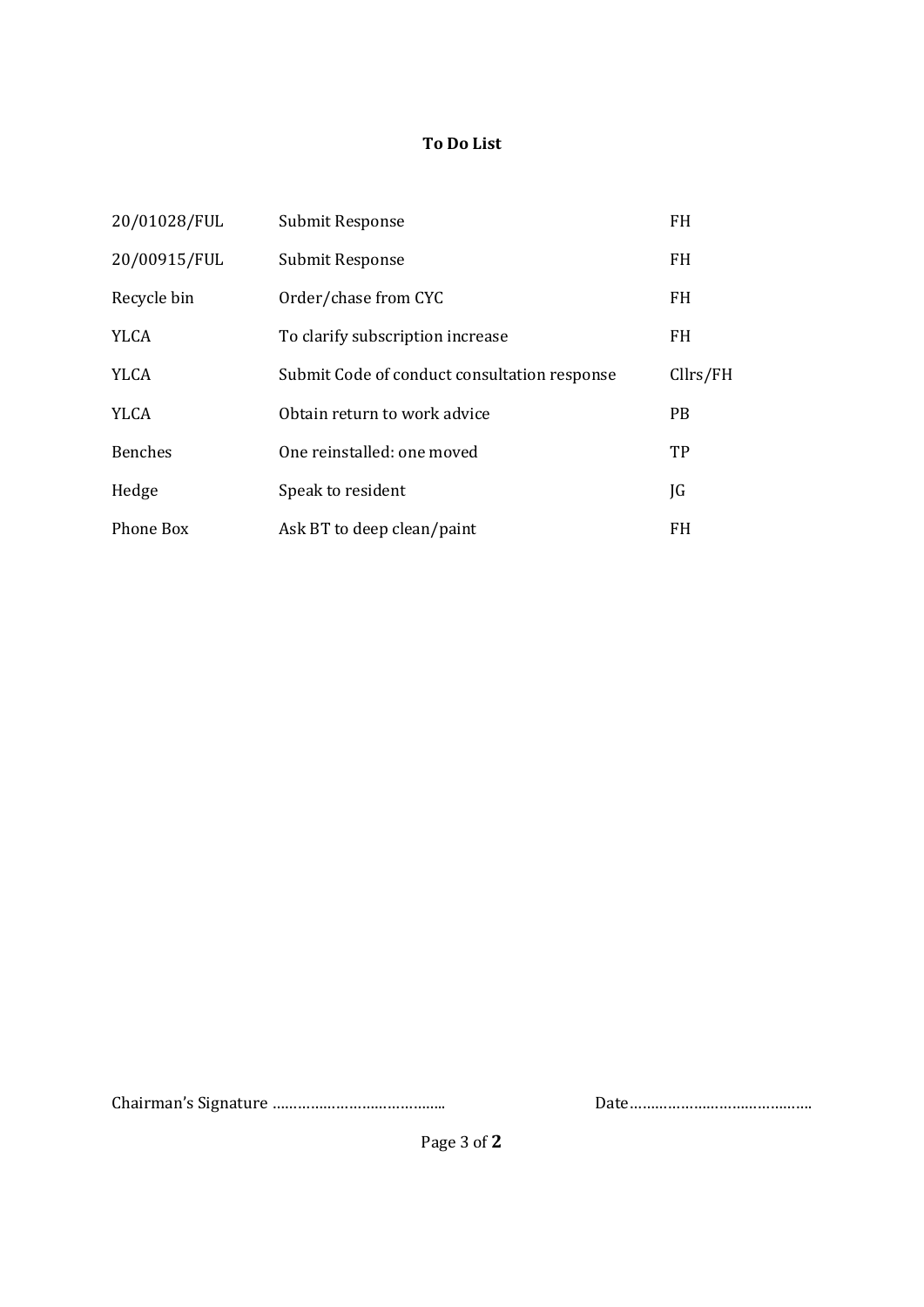**To Do List**

| | | |
|---|---|---|
| 20/01028/FUL | Submit Response | FH |
| 20/00915/FUL | Submit Response | FH |
| Recycle bin | Order/chase from CYC | FH |
| YLCA | To clarify subscription increase | FH |
| YLCA | Submit Code of conduct consultation response | Cllrs/FH |
| YLCA | Obtain return to work advice | PB |
| Benches | One reinstalled: one moved | TP |
| Hedge | Speak to resident | JG |
| Phone Box | Ask BT to deep clean/paint | FH |

Chairman's Signature …………………………………. Date……………………………………